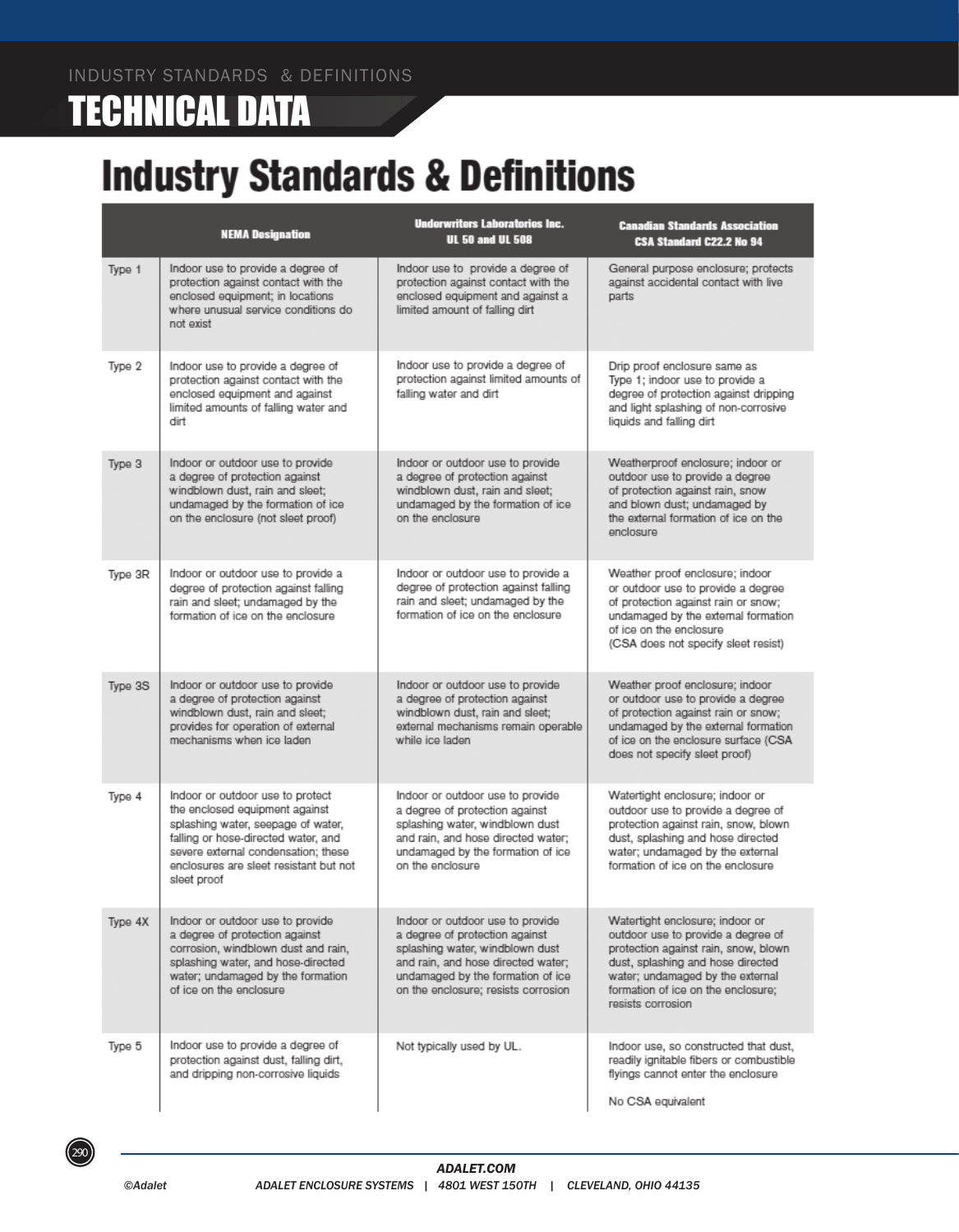# Industry Standards & Definitions

| | NEMA Designation | Underwriters Laboratories Inc. UL 50 and UL 508 | Canadian Standards Association CSA Standard C22.2 No 94 |
|---|---|---|---|
| Type 1 | Indoor use to provide a degree of protection against contact with the enclosed equipment; in locations where unusual service conditions do not exist | Indoor use to provide a degree of protection against contact with the enclosed equipment and against a limited amount of falling dirt | General purpose enclosure; protects against accidental contact with live parts |
| Type 2 | Indoor use to provide a degree of protection against contact with the enclosed equipment and against limited amounts of falling water and dirt | Indoor use to provide a degree of protection against limited amounts of falling water and dirt | Drip proof enclosure same as Type 1; indoor use to provide a degree of protection against dripping and light splashing of non-corrosive liquids and falling dirt |
| Type 3 | Indoor or outdoor use to provide a degree of protection against windblown dust, rain and sleet; undamaged by the formation of ice on the enclosure (not sleet proof) | Indoor or outdoor use to provide a degree of protection against windblown dust, rain and sleet; undamaged by the formation of ice on the enclosure | Weatherproof enclosure; indoor or outdoor use to provide a degree of protection against rain, snow and blown dust; undamaged by the external formation of ice on the enclosure |
| Type 3R | Indoor or outdoor use to provide a degree of protection against falling rain and sleet; undamaged by the formation of ice on the enclosure | Indoor or outdoor use to provide a degree of protection against falling rain and sleet; undamaged by the formation of ice on the enclosure | Weather proof enclosure; indoor or outdoor use to provide a degree of protection against rain or snow; undamaged by the external formation of ice on the enclosure (CSA does not specify sleet resist) |
| Type 3S | Indoor or outdoor use to provide a degree of protection against windblown dust, rain and sleet; provides for operation of external mechanisms when ice laden | Indoor or outdoor use to provide a degree of protection against windblown dust, rain and sleet; external mechanisms remain operable while ice laden | Weather proof enclosure; indoor or outdoor use to provide a degree of protection against rain or snow; undamaged by the external formation of ice on the enclosure surface (CSA does not specify sleet proof) |
| Type 4 | Indoor or outdoor use to protect the enclosed equipment against splashing water, seepage of water, falling or hose-directed water, and severe external condensation; these enclosures are sleet resistant but not sleet proof | Indoor or outdoor use to provide a degree of protection against splashing water, windblown dust and rain, and hose directed water; undamaged by the formation of ice on the enclosure | Watertight enclosure; indoor or outdoor use to provide a degree of protection against rain, snow, blown dust, splashing and hose directed water; undamaged by the external formation of ice on the enclosure |
| Type 4X | Indoor or outdoor use to provide a degree of protection against corrosion, windblown dust and rain, splashing water, and hose-directed water; undamaged by the formation of ice on the enclosure | Indoor or outdoor use to provide a degree of protection against splashing water, windblown dust and rain, and hose directed water; undamaged by the formation of ice on the enclosure; resists corrosion | Watertight enclosure; indoor or outdoor use to provide a degree of protection against rain, snow, blown dust, splashing and hose directed water; undamaged by the external formation of ice on the enclosure; resists corrosion |
| Type 5 | Indoor use to provide a degree of protection against dust, falling dirt, and dripping non-corrosive liquids | Not typically used by UL. | Indoor use, so constructed that dust, readily ignitable fibers or combustible flyings cannot enter the enclosure<br><br>No CSA equivalent |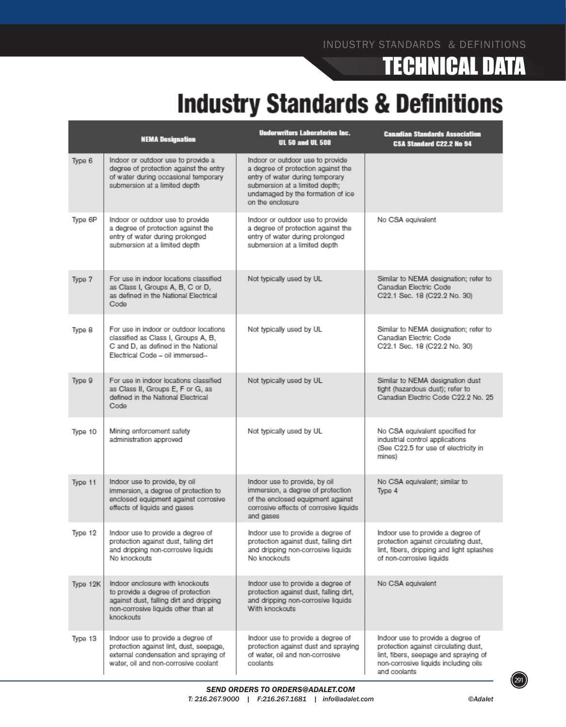# Industry Standards & Definitions

| | NEMA Designation | Underwriters Laboratories Inc. UL 50 and UL 508 | Canadian Standards Association CSA Standard C22.2 No 94 |
|---|---|---|---|
| Type 6 | Indoor or outdoor use to provide a degree of protection against the entry of water during occasional temporary submersion at a limited depth | Indoor or outdoor use to provide a degree of protection against the entry of water during temporary submersion at a limited depth; undamaged by the formation of ice on the enclosure | |
| Type 6P | Indoor or outdoor use to provide a degree of protection against the entry of water during prolonged submersion at a limited depth | Indoor or outdoor use to provide a degree of protection against the entry of water during prolonged submersion at a limited depth | No CSA equivalent |
| Type 7 | For use in indoor locations classified as Class I, Groups A, B, C or D, as defined in the National Electrical Code | Not typically used by UL | Similar to NEMA designation; refer to Canadian Electric Code C22.1 Sec. 18 (C22.2 No. 30) |
| Type 8 | For use in indoor or outdoor locations classified as Class I, Groups A, B, C and D, as defined in the National Electrical Code – oil immersed-- | Not typically used by UL | Similar to NEMA designation; refer to Canadian Electric Code C22.1 Sec. 18 (C22.2 No. 30) |
| Type 9 | For use in indoor locations classified as Class II, Groups E, F or G, as defined in the National Electrical Code | Not typically used by UL | Similar to NEMA designation dust tight (hazardous dust); refer to Canadian Electric Code C22.2 No. 25 |
| Type 10 | Mining enforcement safety administration approved | Not typically used by UL | No CSA equivalent specified for industrial control applications (See C22.5 for use of electricity in mines) |
| Type 11 | Indoor use to provide, by oil immersion, a degree of protection to enclosed equipment against corrosive effects of liquids and gases | Indoor use to provide, by oil immersion, a degree of protection of the enclosed equipment against corrosive effects of corrosive liquids and gases | No CSA equivalent; similar to Type 4 |
| Type 12 | Indoor use to provide a degree of protection against dust, falling dirt and dripping non-corrosive liquids No knockouts | Indoor use to provide a degree of protection against dust, falling dirt and dripping non-corrosive liquids No knockouts | Indoor use to provide a degree of protection against circulating dust, lint, fibers, dripping and light splashes of non-corrosive liquids |
| Type 12K | Indoor enclosure with knockouts to provide a degree of protection against dust, falling dirt and dripping non-corrosive liquids other than at knockouts | Indoor use to provide a degree of protection against dust, falling dirt, and dripping non-corrosive liquids With knockouts | No CSA equivalent |
| Type 13 | Indoor use to provide a degree of protection against lint, dust, seepage, external condensation and spraying of water, oil and non-corrosive coolant | Indoor use to provide a degree of protection against dust and spraying of water, oil and non-corrosive coolants | Indoor use to provide a degree of protection against circulating dust, lint, fibers, seepage and spraying of non-corrosive liquids including oils and coolants |

*SEND ORDERS TO ORDERS@ADALET.COM*

*T: 216.267.9000 | F:216.267.1681 | info@adalet.com* *©Adalet*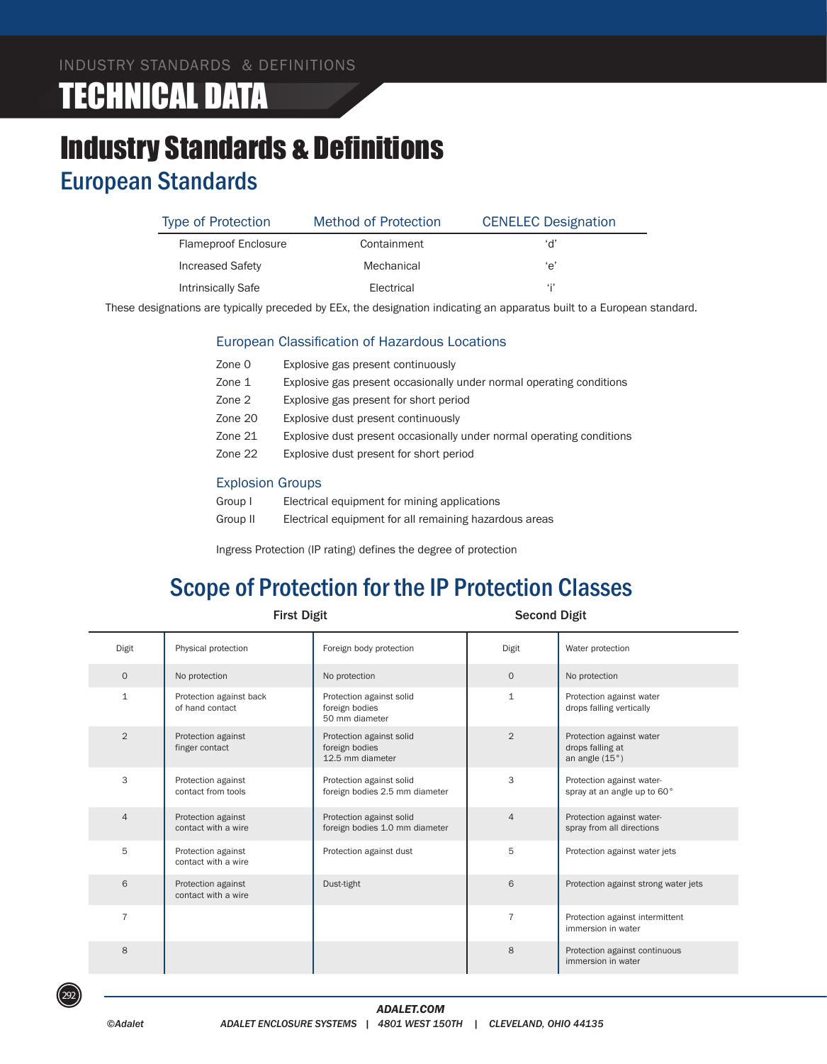# Industry Standards & Definitions

## European Standards

| Type of Protection | Method of Protection | CENELEC Designation |
|---|---|---|
| Flameproof Enclosure | Containment | ‘d’ |
| Increased Safety | Mechanical | ‘e’ |
| Intrinsically Safe | Electrical | ‘i’ |

These designations are typically preceded by EEx, the designation indicating an apparatus built to a European standard.

### European Classification of Hazardous Locations

| | |
|---|---|
| Zone 0 | Explosive gas present continuously |
| Zone 1 | Explosive gas present occasionally under normal operating conditions |
| Zone 2 | Explosive gas present for short period |
| Zone 20 | Explosive dust present continuously |
| Zone 21 | Explosive dust present occasionally under normal operating conditions |
| Zone 22 | Explosive dust present for short period |

### Explosion Groups

| | |
|---|---|
| Group I | Electrical equipment for mining applications |
| Group II | Electrical equipment for all remaining hazardous areas |

Ingress Protection (IP rating) defines the degree of protection

## Scope of Protection for the IP Protection Classes

| First Digit | | | Second Digit | |
|---|---|---|---|---|
| Digit | Physical protection | Foreign body protection | Digit | Water protection |
| 0 | No protection | No protection | 0 | No protection |
| 1 | Protection against back of hand contact | Protection against solid foreign bodies 50 mm diameter | 1 | Protection against water drops falling vertically |
| 2 | Protection against finger contact | Protection against solid foreign bodies 12.5 mm diameter | 2 | Protection against water drops falling at an angle (15°) |
| 3 | Protection against contact from tools | Protection against solid foreign bodies 2.5 mm diameter | 3 | Protection against water-spray at an angle up to 60° |
| 4 | Protection against contact with a wire | Protection against solid foreign bodies 1.0 mm diameter | 4 | Protection against water-spray from all directions |
| 5 | Protection against contact with a wire | Protection against dust | 5 | Protection against water jets |
| 6 | Protection against contact with a wire | Dust-tight | 6 | Protection against strong water jets |
| 7 | | | 7 | Protection against intermittent immersion in water |
| 8 | | | 8 | Protection against continuous immersion in water |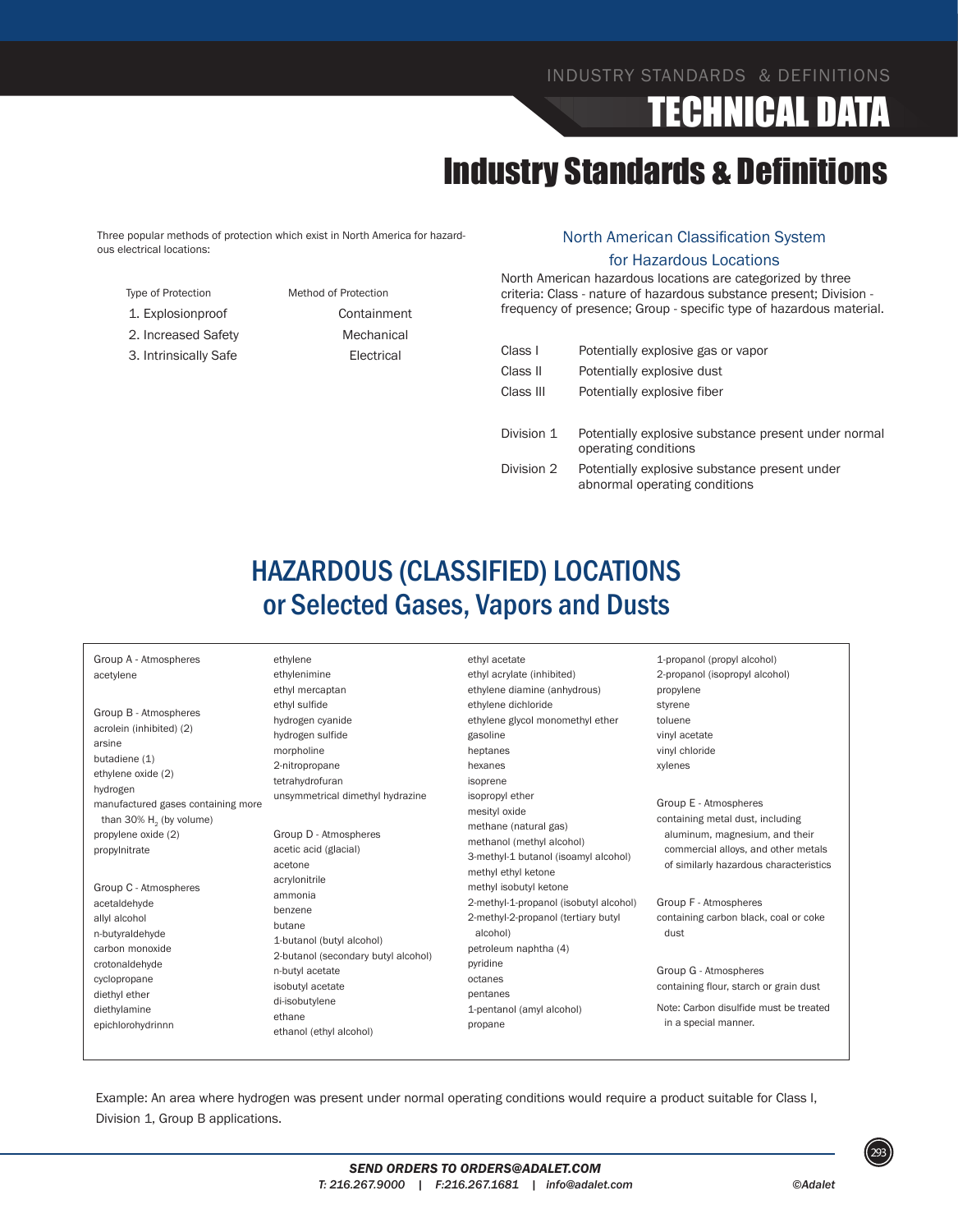# Industry Standards & Definitions

Three popular methods of protection which exist in North America for hazardous electrical locations:

| Type of Protection | Method of Protection |
| --- | --- |
| 1. Explosionproof | Containment |
| 2. Increased Safety | Mechanical |
| 3. Intrinsically Safe | Electrical |

## North American Classification System for Hazardous Locations

North American hazardous locations are categorized by three criteria: Class - nature of hazardous substance present; Division - frequency of presence; Group - specific type of hazardous material.

| | |
| --- | --- |
| Class I | Potentially explosive gas or vapor |
| Class II | Potentially explosive dust |
| Class III | Potentially explosive fiber |
| Division 1 | Potentially explosive substance present under normal operating conditions |
| Division 2 | Potentially explosive substance present under abnormal operating conditions |

## HAZARDOUS (CLASSIFIED) LOCATIONS or Selected Gases, Vapors and Dusts

Group A - Atmospheres
acetylene

Group B - Atmospheres
acrolein (inhibited) (2)
arsine
butadiene (1)
ethylene oxide (2)
hydrogen
manufactured gases containing more than 30% $H_2$ (by volume)
propylene oxide (2)
propylnitrate

Group C - Atmospheres
acetaldehyde
allyl alcohol
n-butyraldehyde
carbon monoxide
crotonaldehyde
cyclopropane
diethyl ether
diethylamine
epichlorohydrinnn
ethylene
ethylenimine
ethyl mercaptan
ethyl sulfide
hydrogen cyanide
hydrogen sulfide
morpholine
2-nitropropane
tetrahydrofuran
unsymmetrical dimethyl hydrazine

Group D - Atmospheres
acetic acid (glacial)
acetone
acrylonitrile
ammonia
benzene
butane
1-butanol (butyl alcohol)
2-butanol (secondary butyl alcohol)
n-butyl acetate
isobutyl acetate
di-isobutylene
ethane
ethanol (ethyl alcohol)
ethyl acetate
ethyl acrylate (inhibited)
ethylene diamine (anhydrous)
ethylene dichloride
ethylene glycol monomethyl ether
gasoline
heptanes
hexanes
isoprene
isopropyl ether
mesityl oxide
methane (natural gas)
methanol (methyl alcohol)
3-methyl-1 butanol (isoamyl alcohol)
methyl ethyl ketone
methyl isobutyl ketone
2-methyl-1-propanol (isobutyl alcohol)
2-methyl-2-propanol (tertiary butyl alcohol)
petroleum naphtha (4)
pyridine
octanes
pentanes
1-pentanol (amyl alcohol)
propane
1-propanol (propyl alcohol)
2-propanol (isopropyl alcohol)
propylene
styrene
toluene
vinyl acetate
vinyl chloride
xylenes

Group E - Atmospheres
containing metal dust, including aluminum, magnesium, and their commercial alloys, and other metals of similarly hazardous characteristics

Group F - Atmospheres
containing carbon black, coal or coke dust

Group G - Atmospheres
containing flour, starch or grain dust

Note: Carbon disulfide must be treated in a special manner.

Example: An area where hydrogen was present under normal operating conditions would require a product suitable for Class I, Division 1, Group B applications.

*SEND ORDERS TO ORDERS@ADALET.COM*
*T: 216.267.9000 | F:216.267.1681 | info@adalet.com*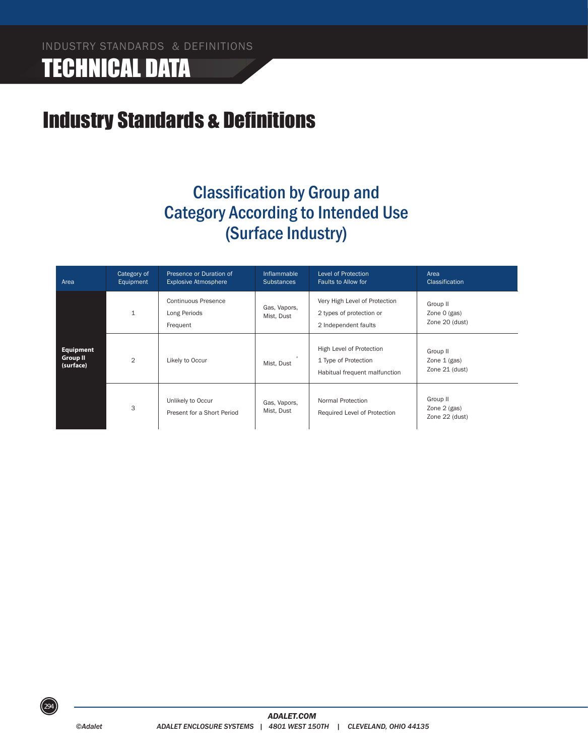# Industry Standards & Definitions

## Classification by Group and Category According to Intended Use (Surface Industry)

| Area | Category of Equipment | Presence or Duration of Explosive Atmosphere | Inflammable Substances | Level of Protection Faults to Allow for | Area Classification |
|---|---|---|---|---|---|
| **Equipment Group II (surface)** | 1 | Continuous Presence<br>Long Periods<br>Frequent | Gas, Vapors, Mist, Dust | Very High Level of Protection<br>2 types of protection or<br>2 Independent faults | Group II<br>Zone 0 (gas)<br>Zone 20 (dust) |
| | 2 | Likely to Occur | , Mist, Dust | High Level of Protection<br>1 Type of Protection<br>Habitual frequent malfunction | Group II<br>Zone 1 (gas)<br>Zone 21 (dust) |
| | 3 | Unlikely to Occur<br>Present for a Short Period | Gas, Vapors, Mist, Dust | Normal Protection<br>Required Level of Protection | Group II<br>Zone 2 (gas)<br>Zone 22 (dust) |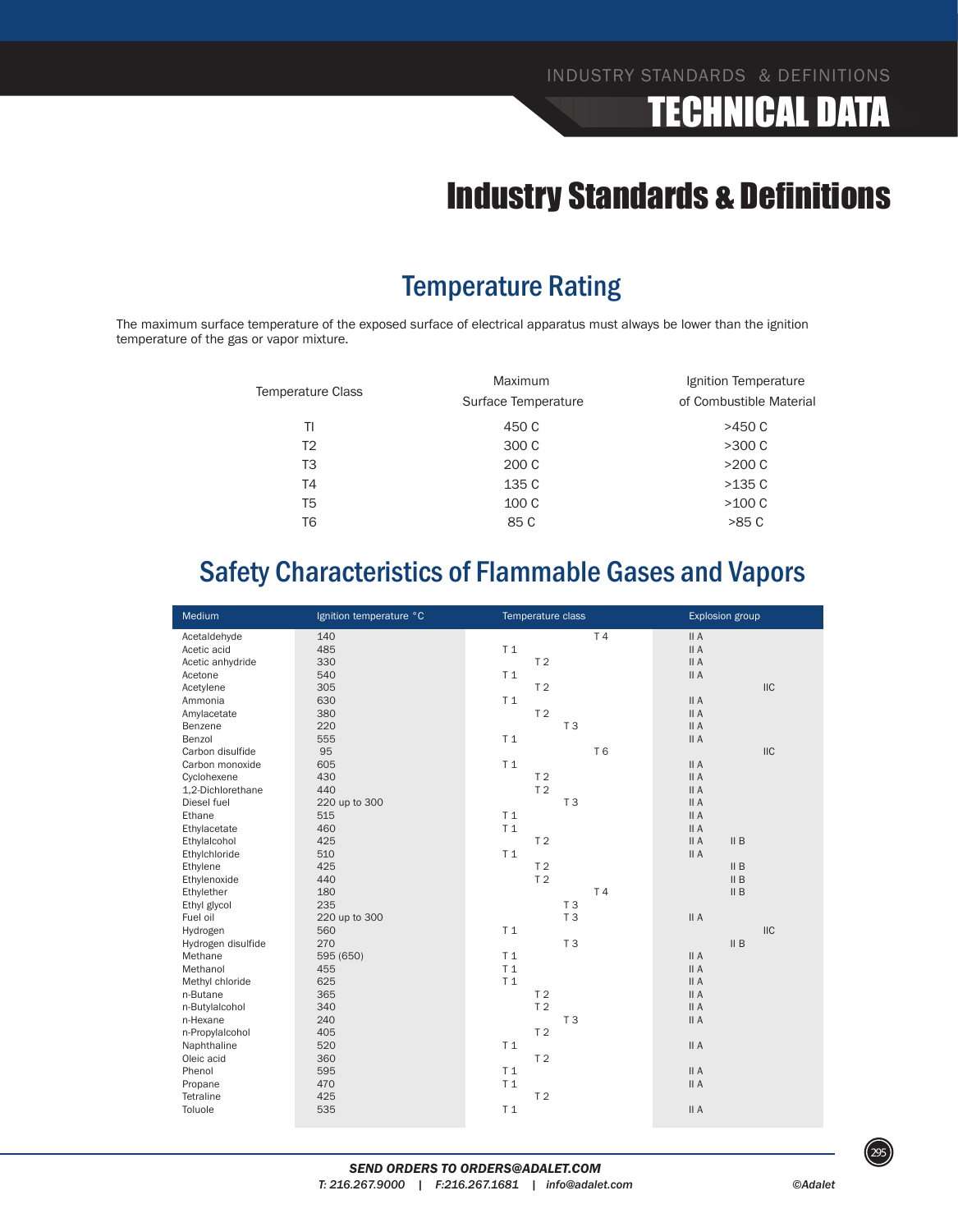# Industry Standards & Definitions

## Temperature Rating

The maximum surface temperature of the exposed surface of electrical apparatus must always be lower than the ignition temperature of the gas or vapor mixture.

| Temperature Class | Maximum Surface Temperature | Ignition Temperature of Combustible Material |
|---|---|---|
| TI | 450 C | >450 C |
| T2 | 300 C | >300 C |
| T3 | 200 C | >200 C |
| T4 | 135 C | >135 C |
| T5 | 100 C | >100 C |
| T6 | 85 C | >85 C |

## Safety Characteristics of Flammable Gases and Vapors

| Medium | Ignition temperature °C | Temperature class | Explosion group |
|---|---|---|---|
| Acetaldehyde | 140 | T 4 | II A |
| Acetic acid | 485 | T 1 | II A |
| Acetic anhydride | 330 | T 2 | II A |
| Acetone | 540 | T 1 | II A |
| Acetylene | 305 | T 2 | IIC |
| Ammonia | 630 | T 1 | II A |
| Amylacetate | 380 | T 2 | II A |
| Benzene | 220 | T 3 | II A |
| Benzol | 555 | T 1 | II A |
| Carbon disulfide | 95 | T 6 | IIC |
| Carbon monoxide | 605 | T 1 | II A |
| Cyclohexene | 430 | T 2 | II A |
| 1,2-Dichlorethane | 440 | T 2 | II A |
| Diesel fuel | 220 up to 300 | T 3 | II A |
| Ethane | 515 | T 1 | II A |
| Ethylacetate | 460 | T 1 | II A |
| Ethylalcohol | 425 | T 2 | II A II B |
| Ethylchloride | 510 | T 1 | II A |
| Ethylene | 425 | T 2 | II B |
| Ethylenoxide | 440 | T 2 | II B |
| Ethylether | 180 | T 4 | II B |
| Ethyl glycol | 235 | T 3 | |
| Fuel oil | 220 up to 300 | T 3 | II A |
| Hydrogen | 560 | T 1 | IIC |
| Hydrogen disulfide | 270 | T 3 | II B |
| Methane | 595 (650) | T 1 | II A |
| Methanol | 455 | T 1 | II A |
| Methyl chloride | 625 | T 1 | II A |
| n-Butane | 365 | T 2 | II A |
| n-Butylalcohol | 340 | T 2 | II A |
| n-Hexane | 240 | T 3 | II A |
| n-Propylalcohol | 405 | T 2 | |
| Naphthaline | 520 | T 1 | II A |
| Oleic acid | 360 | T 2 | |
| Phenol | 595 | T 1 | II A |
| Propane | 470 | T 1 | II A |
| Tetraline | 425 | T 2 | |
| Toluole | 535 | T 1 | II A |

*SEND ORDERS TO ORDERS@ADALET.COM*

*T: 216.267.9000 | F:216.267.1681 | info@adalet.com*

*©Adalet*